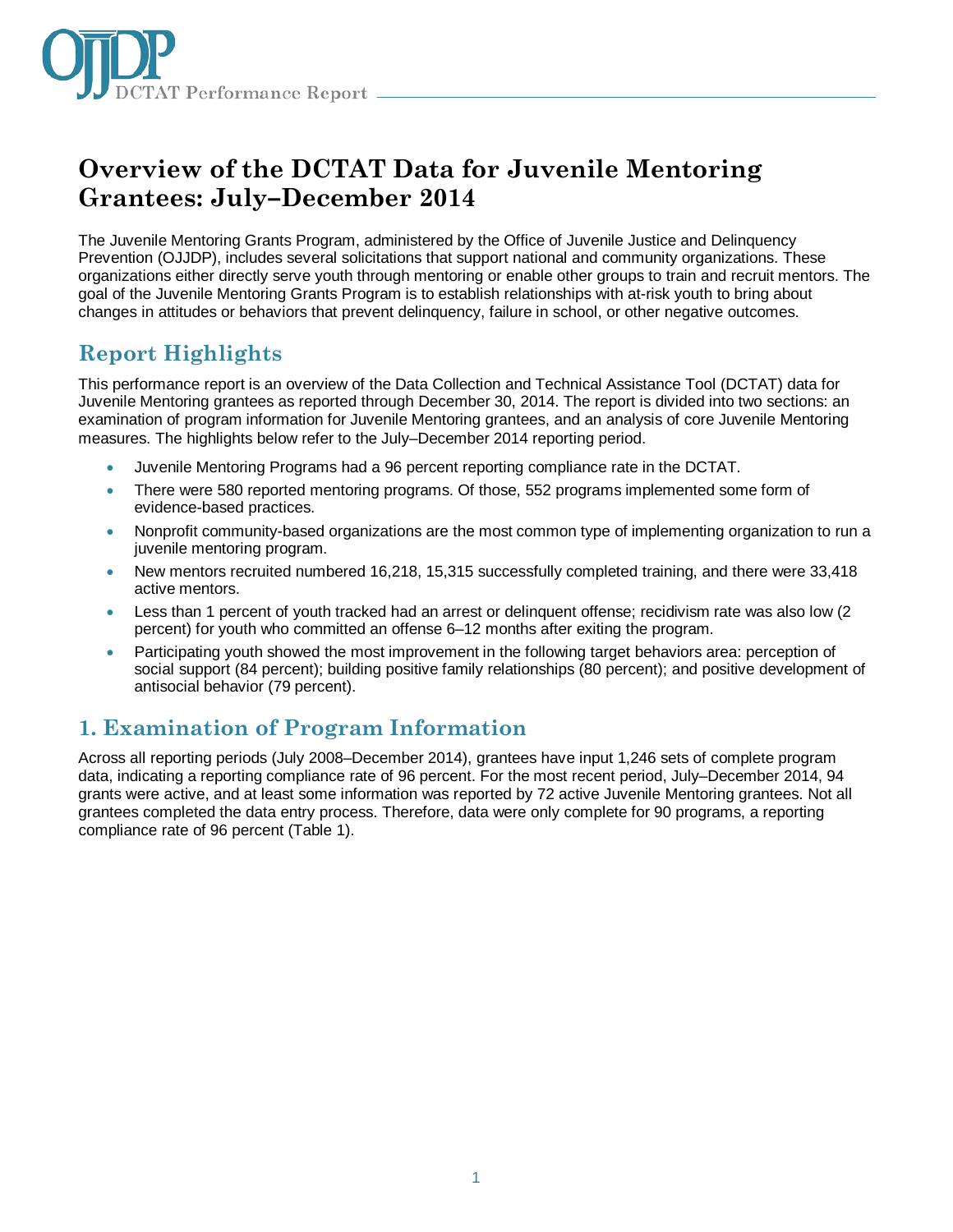# Overview of the DCTAT Data for Juvenile Mentoring Grantees: July–December 2014

The Juvenile Mentoring Grants Program, administered by the Office of Juvenile Justice and Delinquency Prevention (OJJDP), includes several solicitations that support national and community organizations. These organizations either directly serve youth through mentoring or enable other groups to train and recruit mentors. The goal of the Juvenile Mentoring Grants Program is to establish relationships with at-risk youth to bring about changes in attitudes or behaviors that prevent delinquency, failure in school, or other negative outcomes.

## Report Highlights

This performance report is an overview of the Data Collection and Technical Assistance Tool (DCTAT) data for Juvenile Mentoring grantees as reported through December 30, 2014. The report is divided into two sections: an examination of program information for Juvenile Mentoring grantees, and an analysis of core Juvenile Mentoring measures. The highlights below refer to the July–December 2014 reporting period.

- Juvenile Mentoring Programs had a 96 percent reporting compliance rate in the DCTAT.
- There were 580 reported mentoring programs. Of those, 552 programs implemented some form of evidence-based practices.
- Nonprofit community-based organizations are the most common type of implementing organization to run a juvenile mentoring program.
- New mentors recruited numbered 16,218, 15,315 successfully completed training, and there were 33,418 active mentors.
- Less than 1 percent of youth tracked had an arrest or delinquent offense; recidivism rate was also low (2 percent) for youth who committed an offense 6–12 months after exiting the program.
- Participating youth showed the most improvement in the following target behaviors area: perception of social support (84 percent); building positive family relationships (80 percent); and positive development of antisocial behavior (79 percent).

## 1. Examination of Program Information

Across all reporting periods (July 2008–December 2014), grantees have input 1,246 sets of complete program data, indicating a reporting compliance rate of 96 percent. For the most recent period, July–December 2014, 94 grants were active, and at least some information was reported by 72 active Juvenile Mentoring grantees. Not all grantees completed the data entry process. Therefore, data were only complete for 90 programs, a reporting compliance rate of 96 percent (Table 1).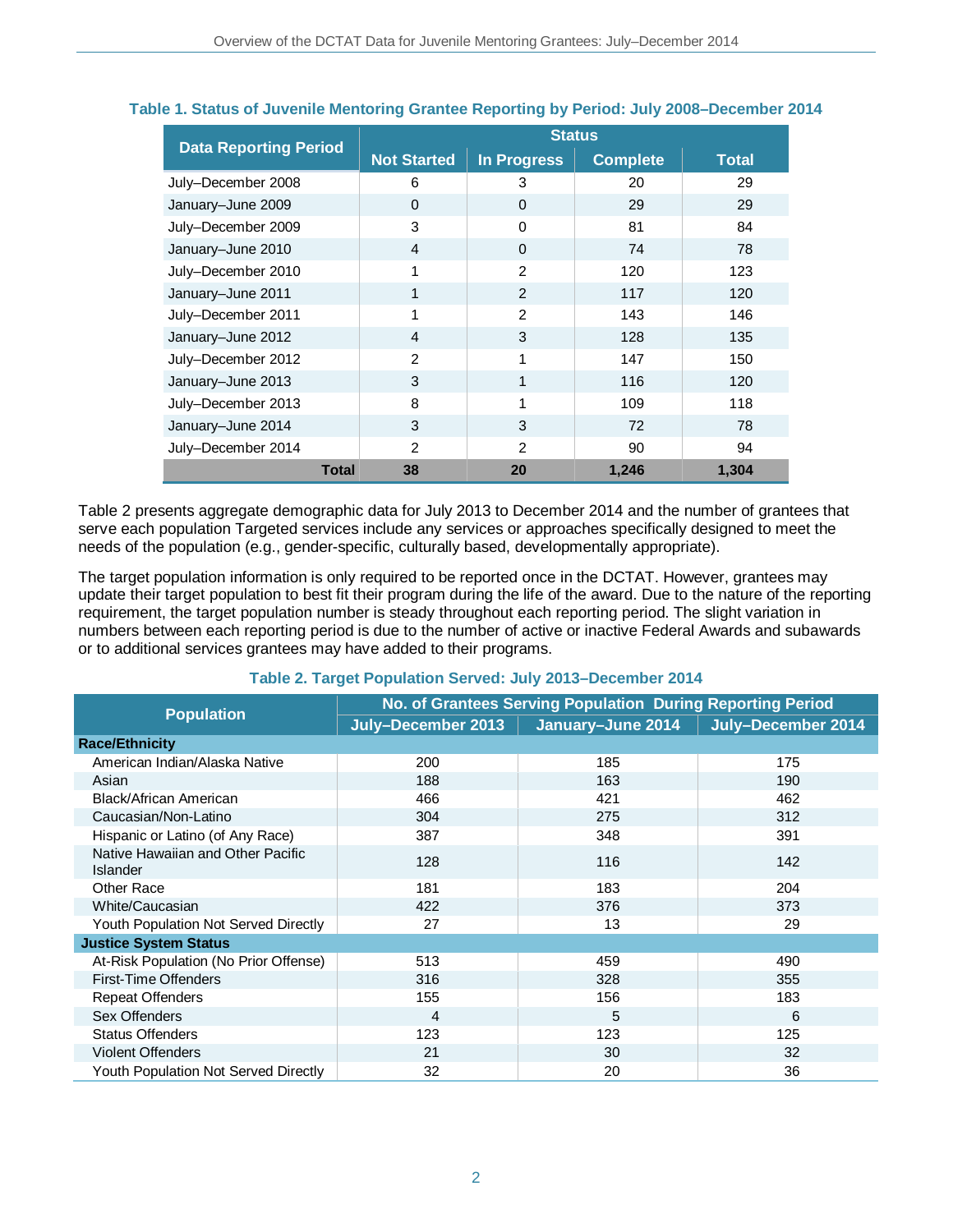**Table 1. Status of Juvenile Mentoring Grantee Reporting by Period: July 2008–December 2014**

| Data Reporting Period | Status | | | |
|---|---|---|---|---|
| | Not Started | In Progress | Complete | Total |
| July–December 2008 | 6 | 3 | 20 | 29 |
| January–June 2009 | 0 | 0 | 29 | 29 |
| July–December 2009 | 3 | 0 | 81 | 84 |
| January–June 2010 | 4 | 0 | 74 | 78 |
| July–December 2010 | 1 | 2 | 120 | 123 |
| January–June 2011 | 1 | 2 | 117 | 120 |
| July–December 2011 | 1 | 2 | 143 | 146 |
| January–June 2012 | 4 | 3 | 128 | 135 |
| July–December 2012 | 2 | 1 | 147 | 150 |
| January–June 2013 | 3 | 1 | 116 | 120 |
| July–December 2013 | 8 | 1 | 109 | 118 |
| January–June 2014 | 3 | 3 | 72 | 78 |
| July–December 2014 | 2 | 2 | 90 | 94 |
| **Total** | **38** | **20** | **1,246** | **1,304** |

Table 2 presents aggregate demographic data for July 2013 to December 2014 and the number of grantees that serve each population Targeted services include any services or approaches specifically designed to meet the needs of the population (e.g., gender-specific, culturally based, developmentally appropriate).

The target population information is only required to be reported once in the DCTAT. However, grantees may update their target population to best fit their program during the life of the award. Due to the nature of the reporting requirement, the target population number is steady throughout each reporting period. The slight variation in numbers between each reporting period is due to the number of active or inactive Federal Awards and subawards or to additional services grantees may have added to their programs.

**Table 2. Target Population Served: July 2013–December 2014**

| Population | No. of Grantees Serving Population During Reporting Period | | |
|---|---|---|---|
| | July–December 2013 | January–June 2014 | July–December 2014 |
| **Race/Ethnicity** | | | |
| American Indian/Alaska Native | 200 | 185 | 175 |
| Asian | 188 | 163 | 190 |
| Black/African American | 466 | 421 | 462 |
| Caucasian/Non-Latino | 304 | 275 | 312 |
| Hispanic or Latino (of Any Race) | 387 | 348 | 391 |
| Native Hawaiian and Other Pacific Islander | 128 | 116 | 142 |
| Other Race | 181 | 183 | 204 |
| White/Caucasian | 422 | 376 | 373 |
| Youth Population Not Served Directly | 27 | 13 | 29 |
| **Justice System Status** | | | |
| At-Risk Population (No Prior Offense) | 513 | 459 | 490 |
| First-Time Offenders | 316 | 328 | 355 |
| Repeat Offenders | 155 | 156 | 183 |
| Sex Offenders | 4 | 5 | 6 |
| Status Offenders | 123 | 123 | 125 |
| Violent Offenders | 21 | 30 | 32 |
| Youth Population Not Served Directly | 32 | 20 | 36 |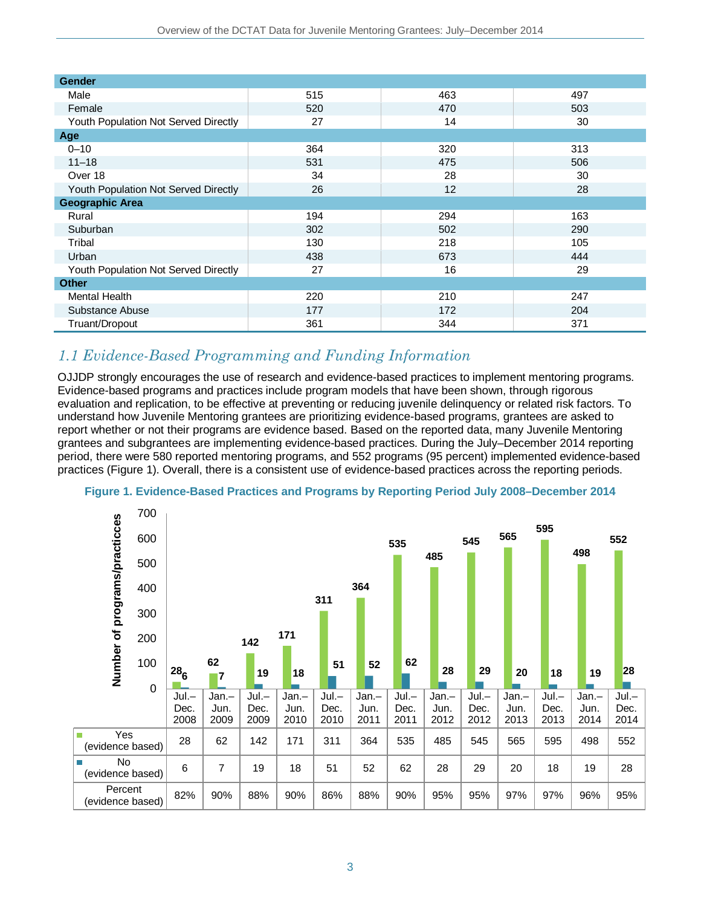| | | | |
|---|---|---|---|
| **Gender** | | | |
| Male | 515 | 463 | 497 |
| Female | 520 | 470 | 503 |
| Youth Population Not Served Directly | 27 | 14 | 30 |
| **Age** | | | |
| 0–10 | 364 | 320 | 313 |
| 11–18 | 531 | 475 | 506 |
| Over 18 | 34 | 28 | 30 |
| Youth Population Not Served Directly | 26 | 12 | 28 |
| **Geographic Area** | | | |
| Rural | 194 | 294 | 163 |
| Suburban | 302 | 502 | 290 |
| Tribal | 130 | 218 | 105 |
| Urban | 438 | 673 | 444 |
| Youth Population Not Served Directly | 27 | 16 | 29 |
| **Other** | | | |
| Mental Health | 220 | 210 | 247 |
| Substance Abuse | 177 | 172 | 204 |
| Truant/Dropout | 361 | 344 | 371 |

## *1.1 Evidence-Based Programming and Funding Information*

OJJDP strongly encourages the use of research and evidence-based practices to implement mentoring programs. Evidence-based programs and practices include program models that have been shown, through rigorous evaluation and replication, to be effective at preventing or reducing juvenile delinquency or related risk factors. To understand how Juvenile Mentoring grantees are prioritizing evidence-based programs, grantees are asked to report whether or not their programs are evidence based. Based on the reported data, many Juvenile Mentoring grantees and subgrantees are implementing evidence-based practices. During the July–December 2014 reporting period, there were 580 reported mentoring programs, and 552 programs (95 percent) implemented evidence-based practices (Figure 1). Overall, there is a consistent use of evidence-based practices across the reporting periods.

**Figure 1. Evidence-Based Practices and Programs by Reporting Period July 2008–December 2014**

| | Jul.–Dec. 2008 | Jan.–Jun. 2009 | Jul.–Dec. 2009 | Jan.–Jun. 2010 | Jul.–Dec. 2010 | Jan.–Jun. 2011 | Jul.–Dec. 2011 | Jan.–Jun. 2012 | Jul.–Dec. 2012 | Jan.–Jun. 2013 | Jul.–Dec. 2013 | Jan.–Jun. 2014 | Jul.–Dec. 2014 |
|---|---|---|---|---|---|---|---|---|---|---|---|---|---|
| Yes (evidence based) | 28 | 62 | 142 | 171 | 311 | 364 | 535 | 485 | 545 | 565 | 595 | 498 | 552 |
| No (evidence based) | 6 | 7 | 19 | 18 | 51 | 52 | 62 | 28 | 29 | 20 | 18 | 19 | 28 |
| Percent (evidence based) | 82% | 90% | 88% | 90% | 86% | 88% | 90% | 95% | 95% | 97% | 97% | 96% | 95% |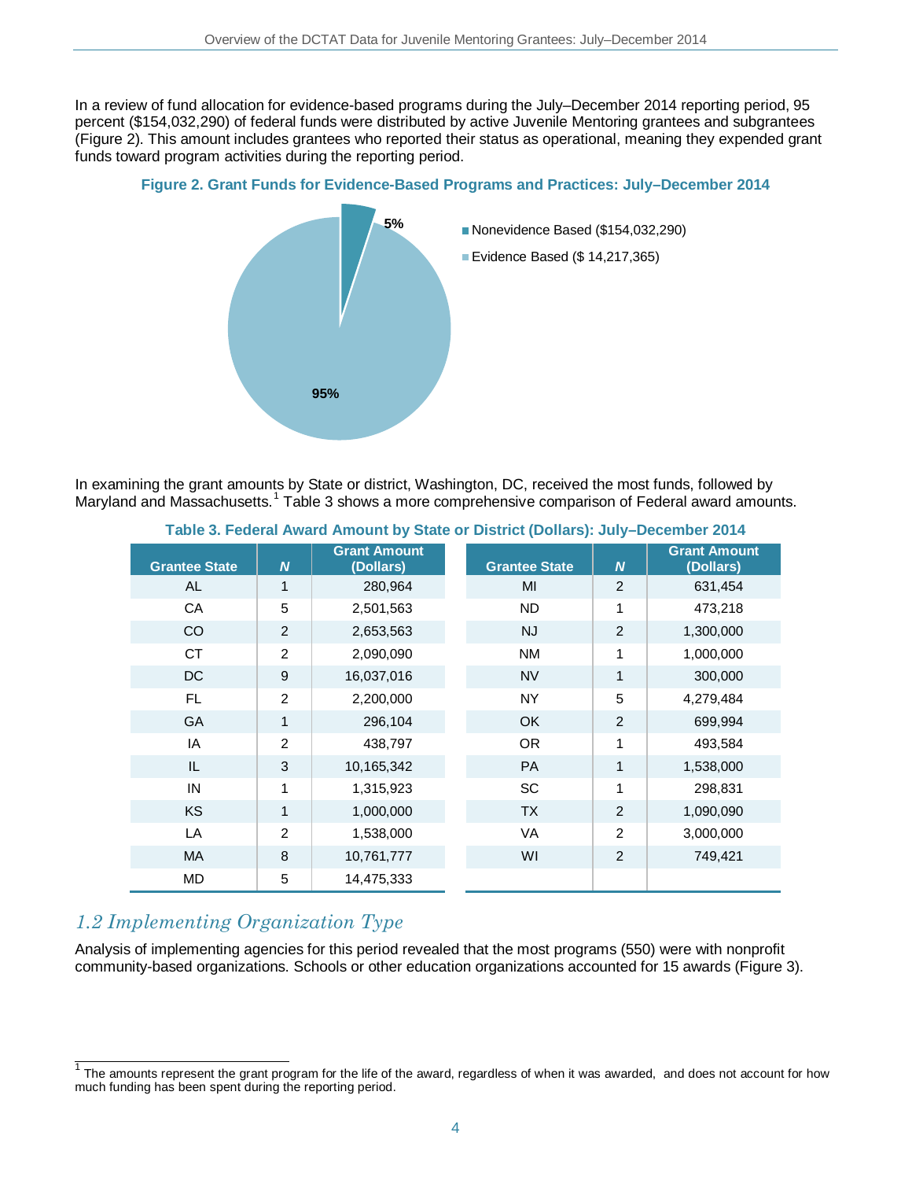In a review of fund allocation for evidence-based programs during the July–December 2014 reporting period, 95 percent ($154,032,290) of federal funds were distributed by active Juvenile Mentoring grantees and subgrantees (Figure 2). This amount includes grantees who reported their status as operational, meaning they expended grant funds toward program activities during the reporting period.

**Figure 2. Grant Funds for Evidence-Based Programs and Practices: July–December 2014**

- Nonevidence Based ($154,032,290): 5%
- Evidence Based ($ 14,217,365): 95%

In examining the grant amounts by State or district, Washington, DC, received the most funds, followed by Maryland and Massachusetts.[1] Table 3 shows a more comprehensive comparison of Federal award amounts.

**Table 3. Federal Award Amount by State or District (Dollars): July–December 2014**

| Grantee State | *N* | Grant Amount (Dollars) | Grantee State | *N* | Grant Amount (Dollars) |
|---|---|---|---|---|---|
| AL | 1 | 280,964 | MI | 2 | 631,454 |
| CA | 5 | 2,501,563 | ND | 1 | 473,218 |
| CO | 2 | 2,653,563 | NJ | 2 | 1,300,000 |
| CT | 2 | 2,090,090 | NM | 1 | 1,000,000 |
| DC | 9 | 16,037,016 | NV | 1 | 300,000 |
| FL | 2 | 2,200,000 | NY | 5 | 4,279,484 |
| GA | 1 | 296,104 | OK | 2 | 699,994 |
| IA | 2 | 438,797 | OR | 1 | 493,584 |
| IL | 3 | 10,165,342 | PA | 1 | 1,538,000 |
| IN | 1 | 1,315,923 | SC | 1 | 298,831 |
| KS | 1 | 1,000,000 | TX | 2 | 1,090,090 |
| LA | 2 | 1,538,000 | VA | 2 | 3,000,000 |
| MA | 8 | 10,761,777 | WI | 2 | 749,421 |
| MD | 5 | 14,475,333 | | | |

## *1.2 Implementing Organization Type*

Analysis of implementing agencies for this period revealed that the most programs (550) were with nonprofit community-based organizations. Schools or other education organizations accounted for 15 awards (Figure 3).

[1] The amounts represent the grant program for the life of the award, regardless of when it was awarded, and does not account for how much funding has been spent during the reporting period.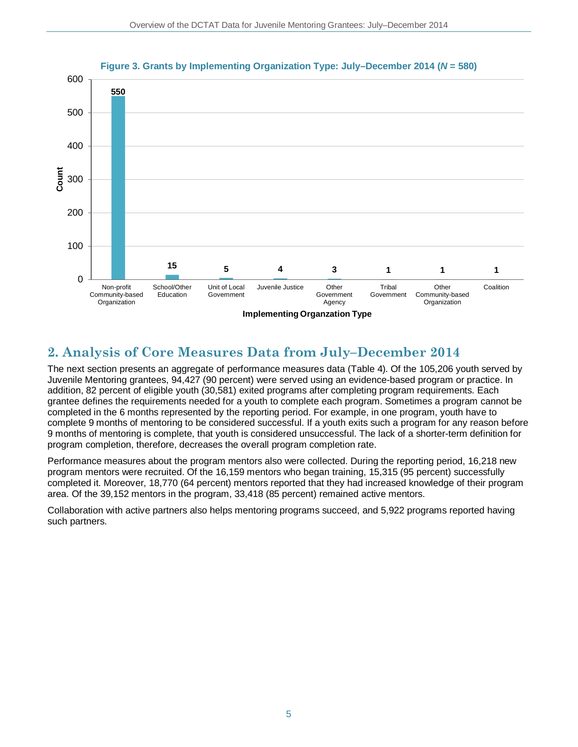**Figure 3. Grants by Implementing Organization Type: July–December 2014 (*N* = 580)**

| Implementing Organzation Type | Count |
|---|---|
| Non-profit Community-based Organization | 550 |
| School/Other Education | 15 |
| Unit of Local Government | 5 |
| Juvenile Justice | 4 |
| Other Government Agency | 3 |
| Tribal Government | 1 |
| Other Community-based Organization | 1 |
| Coalition | 1 |

## 2. Analysis of Core Measures Data from July–December 2014

The next section presents an aggregate of performance measures data (Table 4). Of the 105,206 youth served by Juvenile Mentoring grantees, 94,427 (90 percent) were served using an evidence-based program or practice. In addition, 82 percent of eligible youth (30,581) exited programs after completing program requirements. Each grantee defines the requirements needed for a youth to complete each program. Sometimes a program cannot be completed in the 6 months represented by the reporting period. For example, in one program, youth have to complete 9 months of mentoring to be considered successful. If a youth exits such a program for any reason before 9 months of mentoring is complete, that youth is considered unsuccessful. The lack of a shorter-term definition for program completion, therefore, decreases the overall program completion rate.

Performance measures about the program mentors also were collected. During the reporting period, 16,218 new program mentors were recruited. Of the 16,159 mentors who began training, 15,315 (95 percent) successfully completed it. Moreover, 18,770 (64 percent) mentors reported that they had increased knowledge of their program area. Of the 39,152 mentors in the program, 33,418 (85 percent) remained active mentors.

Collaboration with active partners also helps mentoring programs succeed, and 5,922 programs reported having such partners.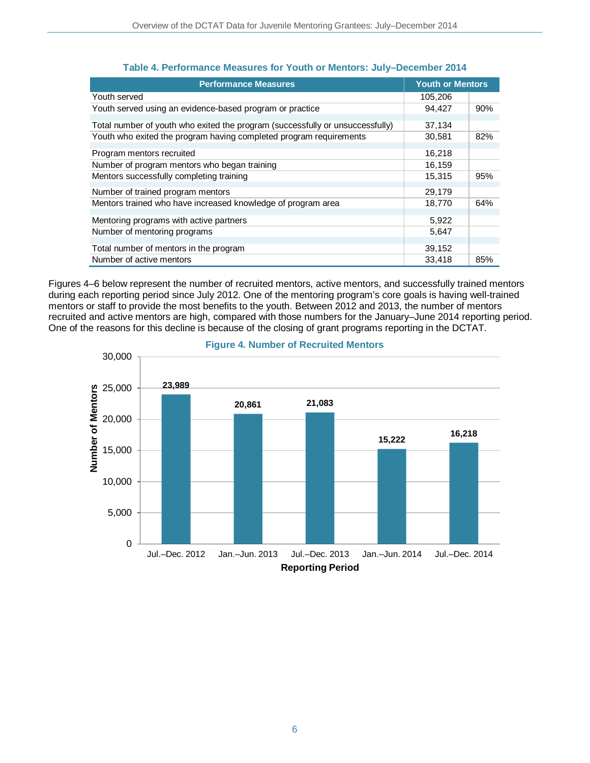**Table 4. Performance Measures for Youth or Mentors: July–December 2014**

| Performance Measures | Youth or Mentors | |
|---|---|---|
| Youth served | 105,206 | |
| Youth served using an evidence-based program or practice | 94,427 | 90% |
| Total number of youth who exited the program (successfully or unsuccessfully) | 37,134 | |
| Youth who exited the program having completed program requirements | 30,581 | 82% |
| Program mentors recruited | 16,218 | |
| Number of program mentors who began training | 16,159 | |
| Mentors successfully completing training | 15,315 | 95% |
| Number of trained program mentors | 29,179 | |
| Mentors trained who have increased knowledge of program area | 18,770 | 64% |
| Mentoring programs with active partners | 5,922 | |
| Number of mentoring programs | 5,647 | |
| Total number of mentors in the program | 39,152 | |
| Number of active mentors | 33,418 | 85% |

Figures 4–6 below represent the number of recruited mentors, active mentors, and successfully trained mentors during each reporting period since July 2012. One of the mentoring program's core goals is having well-trained mentors or staff to provide the most benefits to the youth. Between 2012 and 2013, the number of mentors recruited and active mentors are high, compared with those numbers for the January–June 2014 reporting period. One of the reasons for this decline is because of the closing of grant programs reporting in the DCTAT.

**Figure 4. Number of Recruited Mentors**

| Reporting Period | Number of Mentors |
|---|---|
| Jul.–Dec. 2012 | 23,989 |
| Jan.–Jun. 2013 | 20,861 |
| Jul.–Dec. 2013 | 21,083 |
| Jan.–Jun. 2014 | 15,222 |
| Jul.–Dec. 2014 | 16,218 |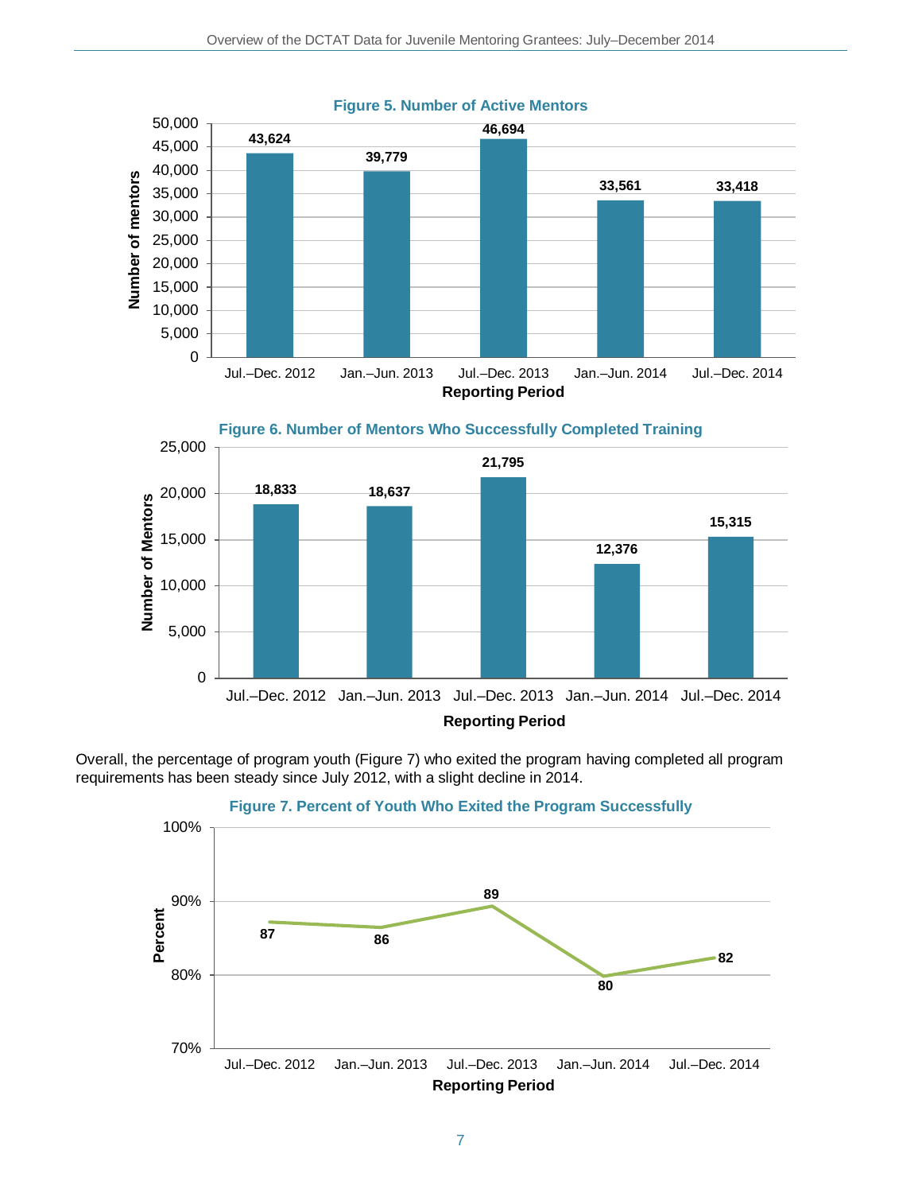**Figure 5. Number of Active Mentors**

| Reporting Period | Number of mentors |
|---|---|
| Jul.–Dec. 2012 | 43,624 |
| Jan.–Jun. 2013 | 39,779 |
| Jul.–Dec. 2013 | 46,694 |
| Jan.–Jun. 2014 | 33,561 |
| Jul.–Dec. 2014 | 33,418 |

**Figure 6. Number of Mentors Who Successfully Completed Training**

| Reporting Period | Number of Mentors |
|---|---|
| Jul.–Dec. 2012 | 18,833 |
| Jan.–Jun. 2013 | 18,637 |
| Jul.–Dec. 2013 | 21,795 |
| Jan.–Jun. 2014 | 12,376 |
| Jul.–Dec. 2014 | 15,315 |

Overall, the percentage of program youth (Figure 7) who exited the program having completed all program requirements has been steady since July 2012, with a slight decline in 2014.

**Figure 7. Percent of Youth Who Exited the Program Successfully**

| Reporting Period | Percent |
|---|---|
| Jul.–Dec. 2012 | 87 |
| Jan.–Jun. 2013 | 86 |
| Jul.–Dec. 2013 | 89 |
| Jan.–Jun. 2014 | 80 |
| Jul.–Dec. 2014 | 82 |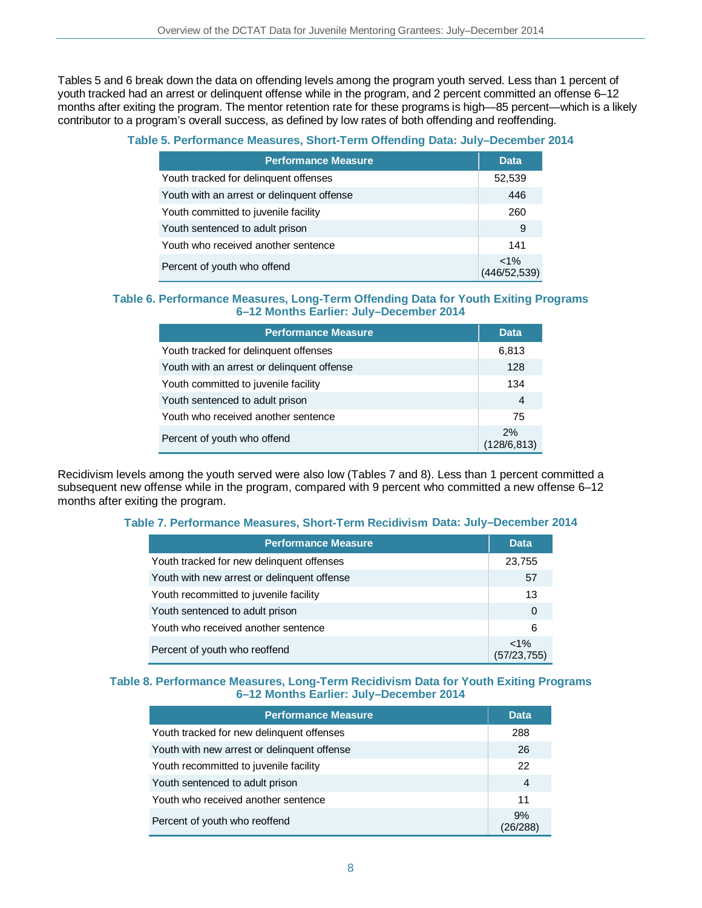Tables 5 and 6 break down the data on offending levels among the program youth served. Less than 1 percent of youth tracked had an arrest or delinquent offense while in the program, and 2 percent committed an offense 6–12 months after exiting the program. The mentor retention rate for these programs is high—85 percent—which is a likely contributor to a program's overall success, as defined by low rates of both offending and reoffending.

**Table 5. Performance Measures, Short-Term Offending Data: July–December 2014**

| Performance Measure | Data |
|---|---|
| Youth tracked for delinquent offenses | 52,539 |
| Youth with an arrest or delinquent offense | 446 |
| Youth committed to juvenile facility | 260 |
| Youth sentenced to adult prison | 9 |
| Youth who received another sentence | 141 |
| Percent of youth who offend | <1% (446/52,539) |

**Table 6. Performance Measures, Long-Term Offending Data for Youth Exiting Programs 6–12 Months Earlier: July–December 2014**

| Performance Measure | Data |
|---|---|
| Youth tracked for delinquent offenses | 6,813 |
| Youth with an arrest or delinquent offense | 128 |
| Youth committed to juvenile facility | 134 |
| Youth sentenced to adult prison | 4 |
| Youth who received another sentence | 75 |
| Percent of youth who offend | 2% (128/6,813) |

Recidivism levels among the youth served were also low (Tables 7 and 8). Less than 1 percent committed a subsequent new offense while in the program, compared with 9 percent who committed a new offense 6–12 months after exiting the program.

**Table 7. Performance Measures, Short-Term Recidivism Data: July–December 2014**

| Performance Measure | Data |
|---|---|
| Youth tracked for new delinquent offenses | 23,755 |
| Youth with new arrest or delinquent offense | 57 |
| Youth recommitted to juvenile facility | 13 |
| Youth sentenced to adult prison | 0 |
| Youth who received another sentence | 6 |
| Percent of youth who reoffend | <1% (57/23,755) |

**Table 8. Performance Measures, Long-Term Recidivism Data for Youth Exiting Programs 6–12 Months Earlier: July–December 2014**

| Performance Measure | Data |
|---|---|
| Youth tracked for new delinquent offenses | 288 |
| Youth with new arrest or delinquent offense | 26 |
| Youth recommitted to juvenile facility | 22 |
| Youth sentenced to adult prison | 4 |
| Youth who received another sentence | 11 |
| Percent of youth who reoffend | 9% (26/288) |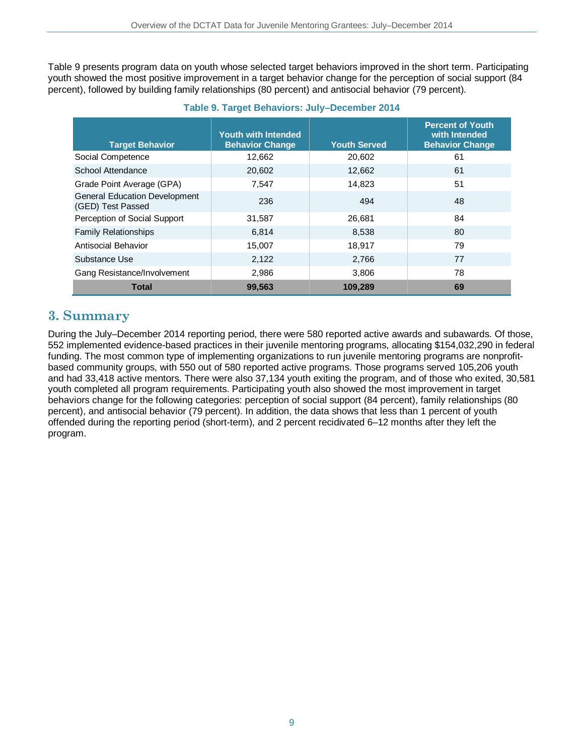Table 9 presents program data on youth whose selected target behaviors improved in the short term. Participating youth showed the most positive improvement in a target behavior change for the perception of social support (84 percent), followed by building family relationships (80 percent) and antisocial behavior (79 percent).

**Table 9. Target Behaviors: July–December 2014**

| Target Behavior | Youth with Intended Behavior Change | Youth Served | Percent of Youth with Intended Behavior Change |
|---|---|---|---|
| Social Competence | 12,662 | 20,602 | 61 |
| School Attendance | 20,602 | 12,662 | 61 |
| Grade Point Average (GPA) | 7,547 | 14,823 | 51 |
| General Education Development (GED) Test Passed | 236 | 494 | 48 |
| Perception of Social Support | 31,587 | 26,681 | 84 |
| Family Relationships | 6,814 | 8,538 | 80 |
| Antisocial Behavior | 15,007 | 18,917 | 79 |
| Substance Use | 2,122 | 2,766 | 77 |
| Gang Resistance/Involvement | 2,986 | 3,806 | 78 |
| **Total** | **99,563** | **109,289** | **69** |

## 3. Summary

During the July–December 2014 reporting period, there were 580 reported active awards and subawards. Of those, 552 implemented evidence-based practices in their juvenile mentoring programs, allocating $154,032,290 in federal funding. The most common type of implementing organizations to run juvenile mentoring programs are nonprofit-based community groups, with 550 out of 580 reported active programs. Those programs served 105,206 youth and had 33,418 active mentors. There were also 37,134 youth exiting the program, and of those who exited, 30,581 youth completed all program requirements. Participating youth also showed the most improvement in target behaviors change for the following categories: perception of social support (84 percent), family relationships (80 percent), and antisocial behavior (79 percent). In addition, the data shows that less than 1 percent of youth offended during the reporting period (short-term), and 2 percent recidivated 6–12 months after they left the program.